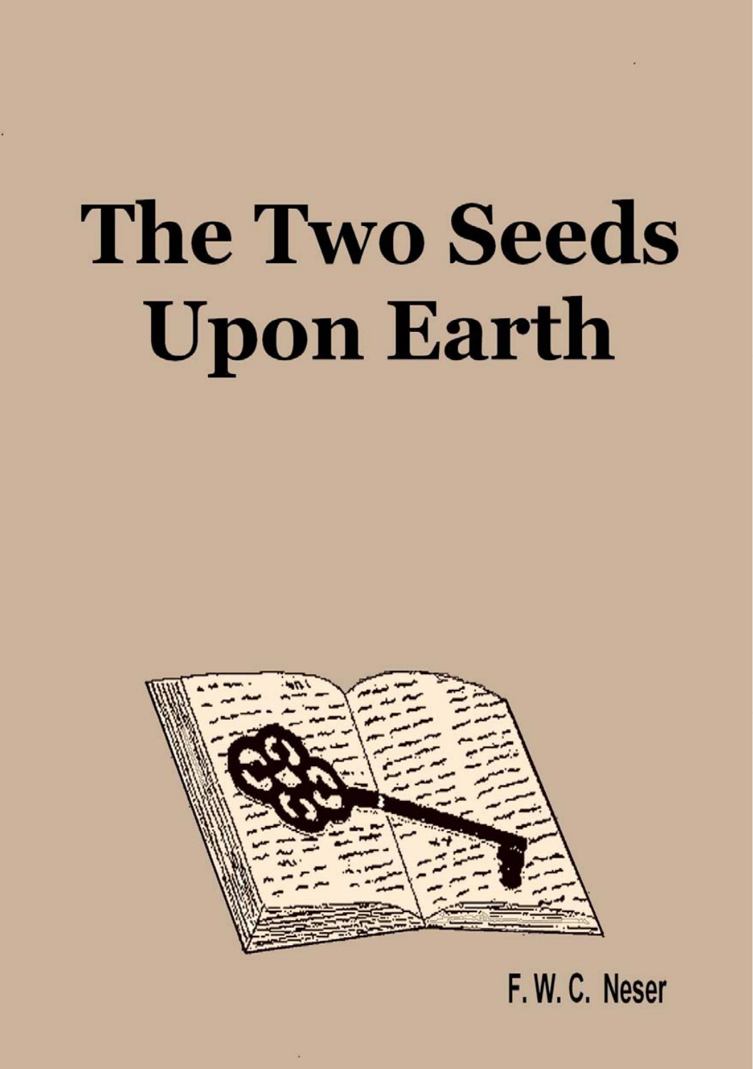# The Two Seeds Upon Earth

F. W. C. Neser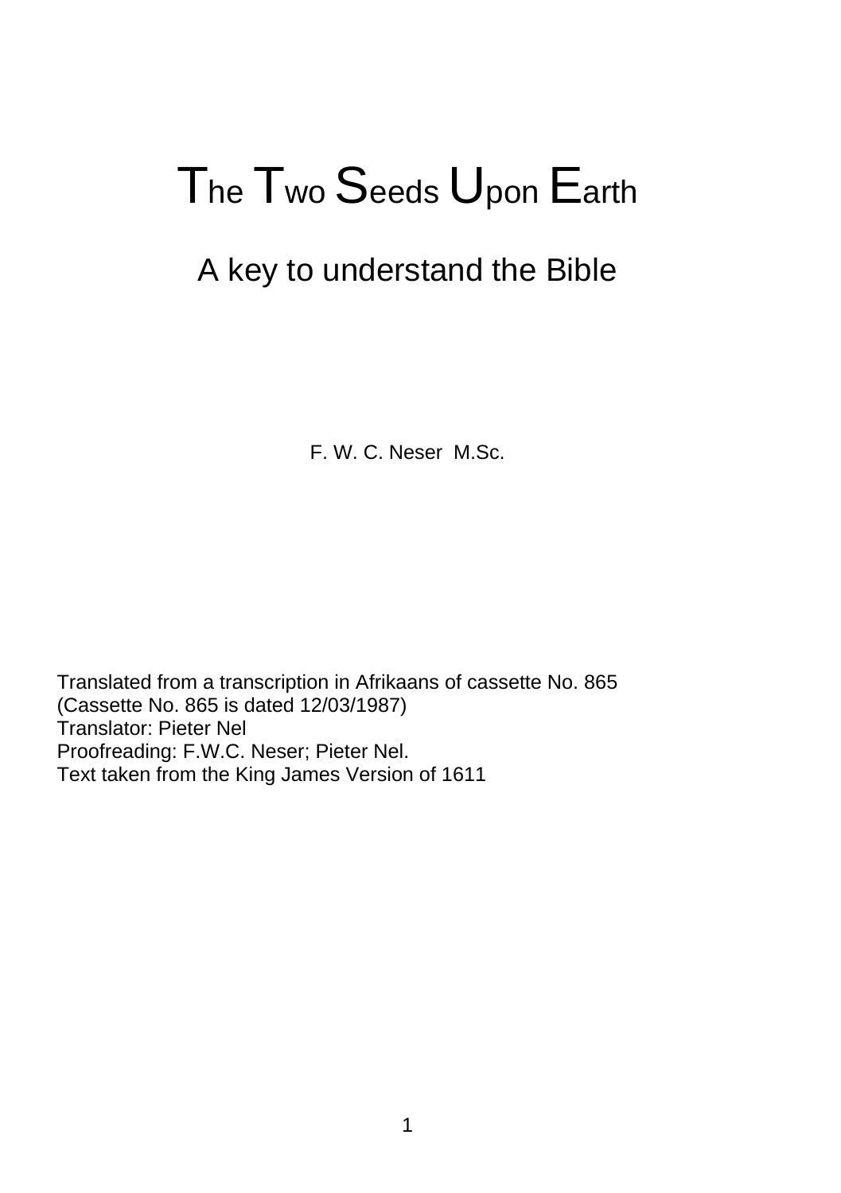# The Two Seeds Upon Earth

## A key to understand the Bible

F. W. C. Neser M.Sc.

Translated from a transcription in Afrikaans of cassette No. 865
(Cassette No. 865 is dated 12/03/1987)
Translator: Pieter Nel
Proofreading: F.W.C. Neser; Pieter Nel.
Text taken from the King James Version of 1611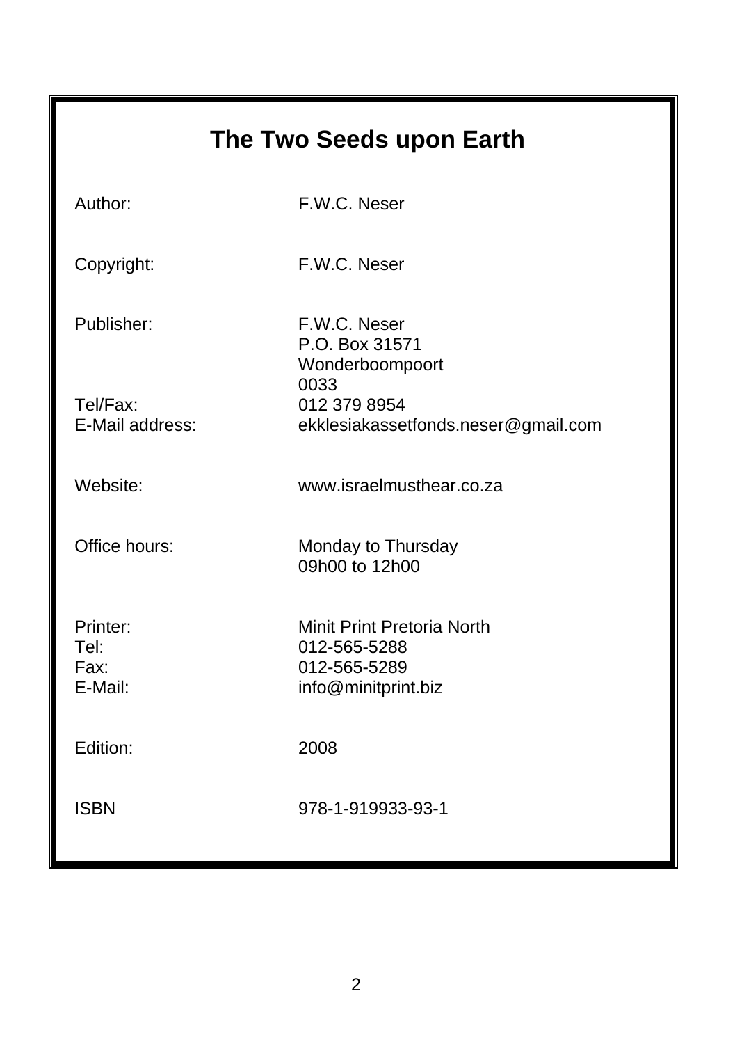# The Two Seeds upon Earth

| | |
|---|---|
| Author: | F.W.C. Neser |
| Copyright: | F.W.C. Neser |
| Publisher: | F.W.C. Neser<br>P.O. Box 31571<br>Wonderboompoort<br>0033 |
| Tel/Fax: | 012 379 8954 |
| E-Mail address: | ekklesiakassetfonds.neser@gmail.com |
| Website: | www.israelmusthear.co.za |
| Office hours: | Monday to Thursday<br>09h00 to 12h00 |
| Printer: | Minit Print Pretoria North |
| Tel: | 012-565-5288 |
| Fax: | 012-565-5289 |
| E-Mail: | info@minitprint.biz |
| Edition: | 2008 |
| ISBN | 978-1-919933-93-1 |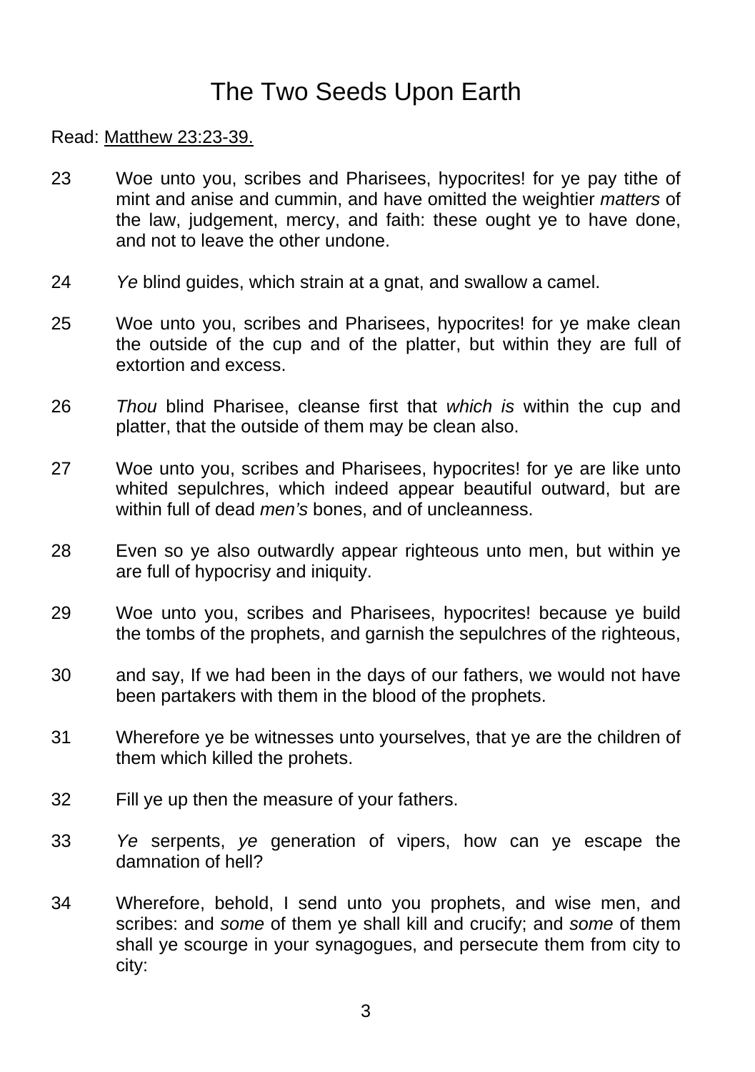# The Two Seeds Upon Earth

Read: Matthew 23:23-39.

23 Woe unto you, scribes and Pharisees, hypocrites! for ye pay tithe of mint and anise and cummin, and have omitted the weightier *matters* of the law, judgement, mercy, and faith: these ought ye to have done, and not to leave the other undone.

24 *Ye* blind guides, which strain at a gnat, and swallow a camel.

25 Woe unto you, scribes and Pharisees, hypocrites! for ye make clean the outside of the cup and of the platter, but within they are full of extortion and excess.

26 *Thou* blind Pharisee, cleanse first that *which is* within the cup and platter, that the outside of them may be clean also.

27 Woe unto you, scribes and Pharisees, hypocrites! for ye are like unto whited sepulchres, which indeed appear beautiful outward, but are within full of dead *men's* bones, and of uncleanness.

28 Even so ye also outwardly appear righteous unto men, but within ye are full of hypocrisy and iniquity.

29 Woe unto you, scribes and Pharisees, hypocrites! because ye build the tombs of the prophets, and garnish the sepulchres of the righteous,

30 and say, If we had been in the days of our fathers, we would not have been partakers with them in the blood of the prophets.

31 Wherefore ye be witnesses unto yourselves, that ye are the children of them which killed the prohets.

32 Fill ye up then the measure of your fathers.

33 *Ye* serpents, *ye* generation of vipers, how can ye escape the damnation of hell?

34 Wherefore, behold, I send unto you prophets, and wise men, and scribes: and *some* of them ye shall kill and crucify; and *some* of them shall ye scourge in your synagogues, and persecute them from city to city: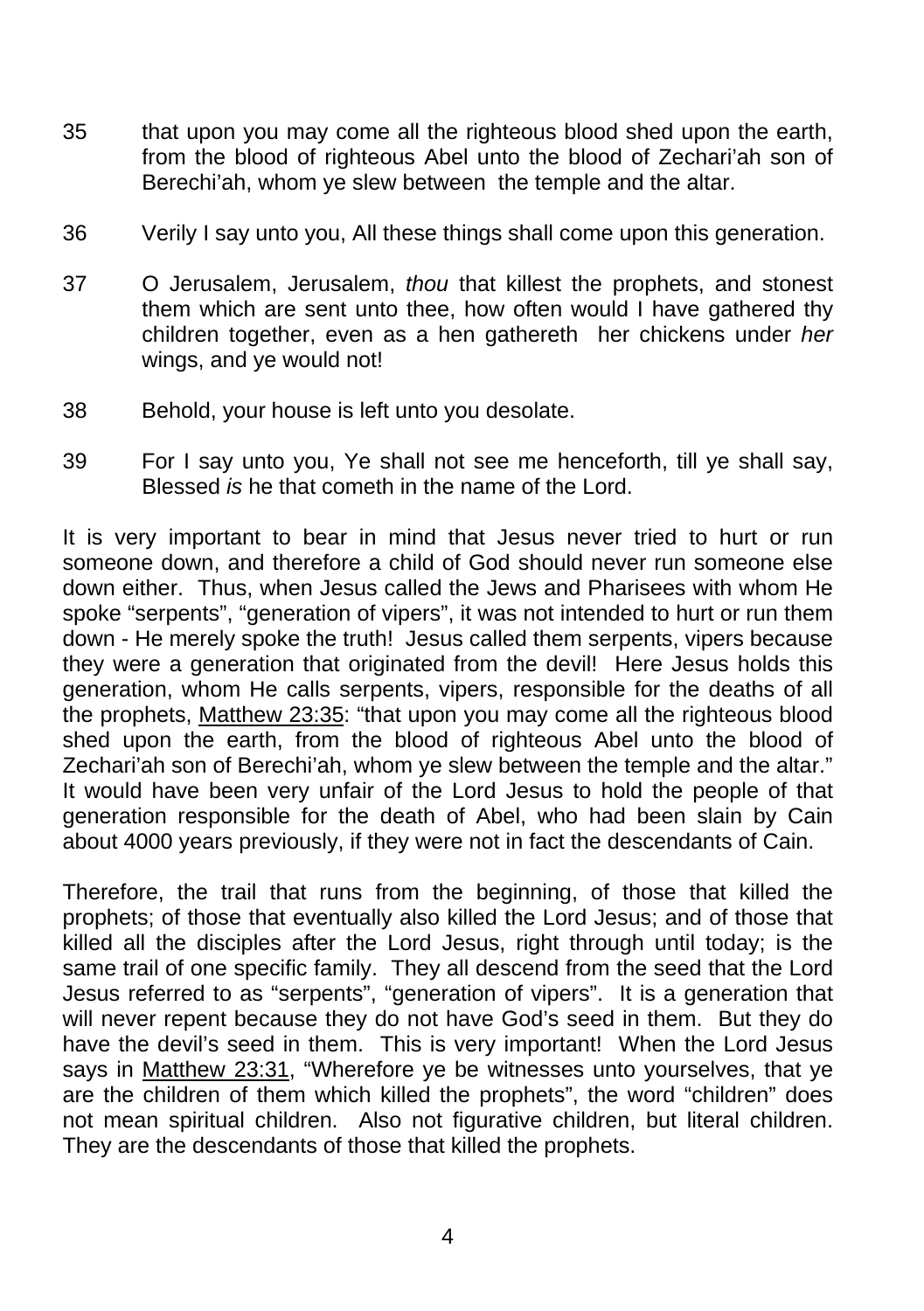35 that upon you may come all the righteous blood shed upon the earth, from the blood of righteous Abel unto the blood of Zechari'ah son of Berechi'ah, whom ye slew between the temple and the altar.

36 Verily I say unto you, All these things shall come upon this generation.

37 O Jerusalem, Jerusalem, *thou* that killest the prophets, and stonest them which are sent unto thee, how often would I have gathered thy children together, even as a hen gathereth her chickens under *her* wings, and ye would not!

38 Behold, your house is left unto you desolate.

39 For I say unto you, Ye shall not see me henceforth, till ye shall say, Blessed *is* he that cometh in the name of the Lord.

It is very important to bear in mind that Jesus never tried to hurt or run someone down, and therefore a child of God should never run someone else down either. Thus, when Jesus called the Jews and Pharisees with whom He spoke "serpents", "generation of vipers", it was not intended to hurt or run them down - He merely spoke the truth! Jesus called them serpents, vipers because they were a generation that originated from the devil! Here Jesus holds this generation, whom He calls serpents, vipers, responsible for the deaths of all the prophets, Matthew 23:35: "that upon you may come all the righteous blood shed upon the earth, from the blood of righteous Abel unto the blood of Zechari'ah son of Berechi'ah, whom ye slew between the temple and the altar." It would have been very unfair of the Lord Jesus to hold the people of that generation responsible for the death of Abel, who had been slain by Cain about 4000 years previously, if they were not in fact the descendants of Cain.

Therefore, the trail that runs from the beginning, of those that killed the prophets; of those that eventually also killed the Lord Jesus; and of those that killed all the disciples after the Lord Jesus, right through until today; is the same trail of one specific family. They all descend from the seed that the Lord Jesus referred to as "serpents", "generation of vipers". It is a generation that will never repent because they do not have God's seed in them. But they do have the devil's seed in them. This is very important! When the Lord Jesus says in Matthew 23:31, "Wherefore ye be witnesses unto yourselves, that ye are the children of them which killed the prophets", the word "children" does not mean spiritual children. Also not figurative children, but literal children. They are the descendants of those that killed the prophets.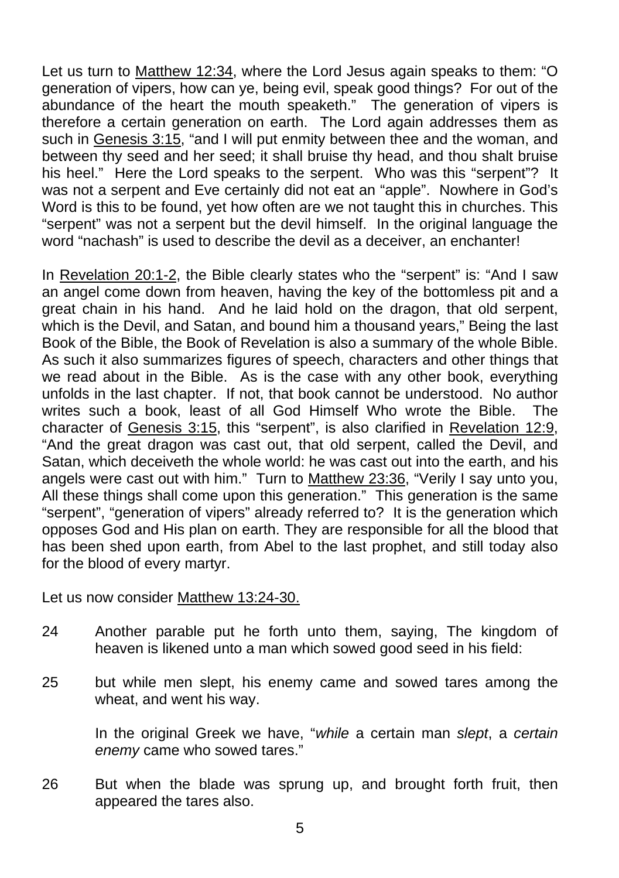Let us turn to Matthew 12:34, where the Lord Jesus again speaks to them: "O generation of vipers, how can ye, being evil, speak good things? For out of the abundance of the heart the mouth speaketh." The generation of vipers is therefore a certain generation on earth. The Lord again addresses them as such in Genesis 3:15, "and I will put enmity between thee and the woman, and between thy seed and her seed; it shall bruise thy head, and thou shalt bruise his heel." Here the Lord speaks to the serpent. Who was this "serpent"? It was not a serpent and Eve certainly did not eat an "apple". Nowhere in God's Word is this to be found, yet how often are we not taught this in churches. This "serpent" was not a serpent but the devil himself. In the original language the word "nachash" is used to describe the devil as a deceiver, an enchanter!

In Revelation 20:1-2, the Bible clearly states who the "serpent" is: "And I saw an angel come down from heaven, having the key of the bottomless pit and a great chain in his hand. And he laid hold on the dragon, that old serpent, which is the Devil, and Satan, and bound him a thousand years," Being the last Book of the Bible, the Book of Revelation is also a summary of the whole Bible. As such it also summarizes figures of speech, characters and other things that we read about in the Bible. As is the case with any other book, everything unfolds in the last chapter. If not, that book cannot be understood. No author writes such a book, least of all God Himself Who wrote the Bible. The character of Genesis 3:15, this "serpent", is also clarified in Revelation 12:9, "And the great dragon was cast out, that old serpent, called the Devil, and Satan, which deceiveth the whole world: he was cast out into the earth, and his angels were cast out with him." Turn to Matthew 23:36, "Verily I say unto you, All these things shall come upon this generation." This generation is the same "serpent", "generation of vipers" already referred to? It is the generation which opposes God and His plan on earth. They are responsible for all the blood that has been shed upon earth, from Abel to the last prophet, and still today also for the blood of every martyr.

Let us now consider Matthew 13:24-30.

24 Another parable put he forth unto them, saying, The kingdom of heaven is likened unto a man which sowed good seed in his field:

25 but while men slept, his enemy came and sowed tares among the wheat, and went his way.

In the original Greek we have, "*while* a certain man *slept*, a *certain enemy* came who sowed tares."

26 But when the blade was sprung up, and brought forth fruit, then appeared the tares also.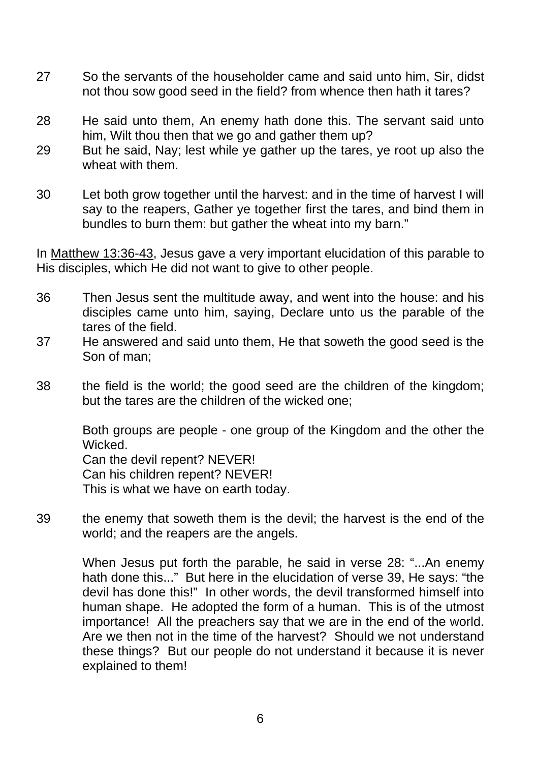27 So the servants of the householder came and said unto him, Sir, didst not thou sow good seed in the field? from whence then hath it tares?

28 He said unto them, An enemy hath done this. The servant said unto him, Wilt thou then that we go and gather them up?

29 But he said, Nay; lest while ye gather up the tares, ye root up also the wheat with them.

30 Let both grow together until the harvest: and in the time of harvest I will say to the reapers, Gather ye together first the tares, and bind them in bundles to burn them: but gather the wheat into my barn."

In Matthew 13:36-43, Jesus gave a very important elucidation of this parable to His disciples, which He did not want to give to other people.

36 Then Jesus sent the multitude away, and went into the house: and his disciples came unto him, saying, Declare unto us the parable of the tares of the field.

37 He answered and said unto them, He that soweth the good seed is the Son of man;

38 the field is the world; the good seed are the children of the kingdom; but the tares are the children of the wicked one;

Both groups are people - one group of the Kingdom and the other the Wicked.
Can the devil repent? NEVER!
Can his children repent? NEVER!
This is what we have on earth today.

39 the enemy that soweth them is the devil; the harvest is the end of the world; and the reapers are the angels.

When Jesus put forth the parable, he said in verse 28: "...An enemy hath done this..." But here in the elucidation of verse 39, He says: "the devil has done this!" In other words, the devil transformed himself into human shape. He adopted the form of a human. This is of the utmost importance! All the preachers say that we are in the end of the world. Are we then not in the time of the harvest? Should we not understand these things? But our people do not understand it because it is never explained to them!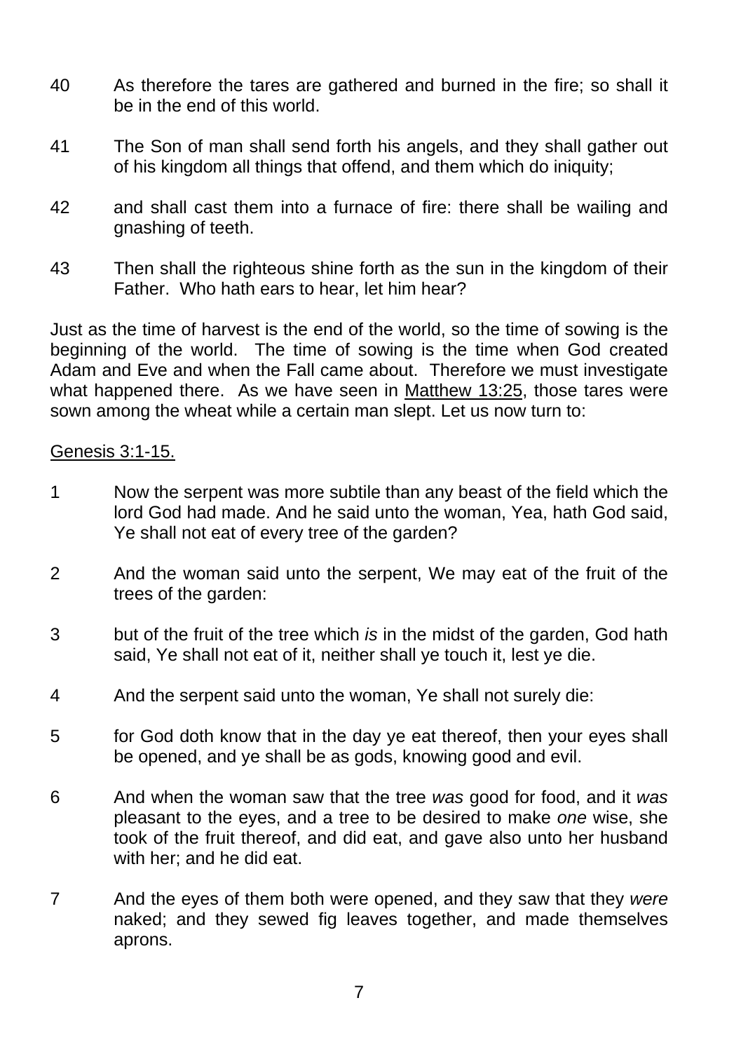40 As therefore the tares are gathered and burned in the fire; so shall it be in the end of this world.

41 The Son of man shall send forth his angels, and they shall gather out of his kingdom all things that offend, and them which do iniquity;

42 and shall cast them into a furnace of fire: there shall be wailing and gnashing of teeth.

43 Then shall the righteous shine forth as the sun in the kingdom of their Father. Who hath ears to hear, let him hear?

Just as the time of harvest is the end of the world, so the time of sowing is the beginning of the world. The time of sowing is the time when God created Adam and Eve and when the Fall came about. Therefore we must investigate what happened there. As we have seen in Matthew 13:25, those tares were sown among the wheat while a certain man slept. Let us now turn to:

Genesis 3:1-15.

1 Now the serpent was more subtile than any beast of the field which the lord God had made. And he said unto the woman, Yea, hath God said, Ye shall not eat of every tree of the garden?

2 And the woman said unto the serpent, We may eat of the fruit of the trees of the garden:

3 but of the fruit of the tree which *is* in the midst of the garden, God hath said, Ye shall not eat of it, neither shall ye touch it, lest ye die.

4 And the serpent said unto the woman, Ye shall not surely die:

5 for God doth know that in the day ye eat thereof, then your eyes shall be opened, and ye shall be as gods, knowing good and evil.

6 And when the woman saw that the tree *was* good for food, and it *was* pleasant to the eyes, and a tree to be desired to make *one* wise, she took of the fruit thereof, and did eat, and gave also unto her husband with her; and he did eat.

7 And the eyes of them both were opened, and they saw that they *were* naked; and they sewed fig leaves together, and made themselves aprons.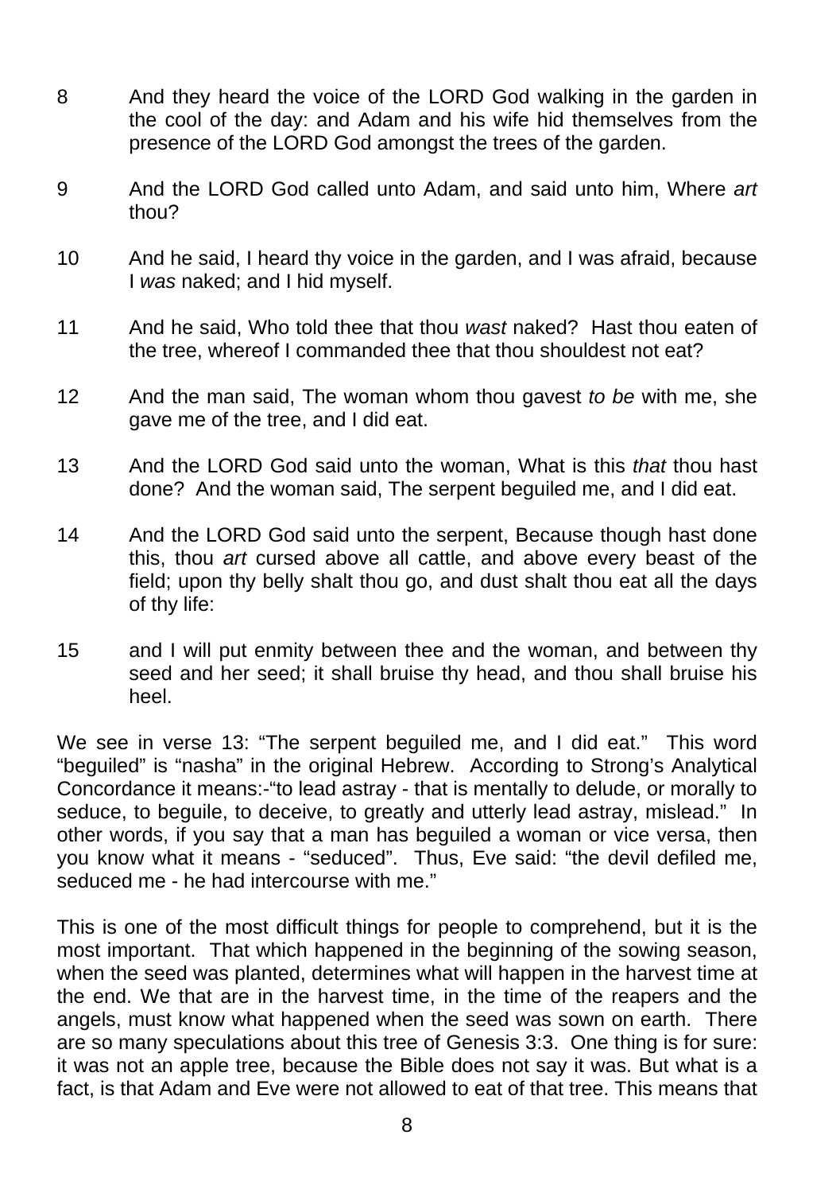8 And they heard the voice of the LORD God walking in the garden in the cool of the day: and Adam and his wife hid themselves from the presence of the LORD God amongst the trees of the garden.

9 And the LORD God called unto Adam, and said unto him, Where *art* thou?

10 And he said, I heard thy voice in the garden, and I was afraid, because I *was* naked; and I hid myself.

11 And he said, Who told thee that thou *wast* naked? Hast thou eaten of the tree, whereof I commanded thee that thou shouldest not eat?

12 And the man said, The woman whom thou gavest *to be* with me, she gave me of the tree, and I did eat.

13 And the LORD God said unto the woman, What is this *that* thou hast done? And the woman said, The serpent beguiled me, and I did eat.

14 And the LORD God said unto the serpent, Because though hast done this, thou *art* cursed above all cattle, and above every beast of the field; upon thy belly shalt thou go, and dust shalt thou eat all the days of thy life:

15 and I will put enmity between thee and the woman, and between thy seed and her seed; it shall bruise thy head, and thou shall bruise his heel.

We see in verse 13: "The serpent beguiled me, and I did eat." This word "beguiled" is "nasha" in the original Hebrew. According to Strong's Analytical Concordance it means:-"to lead astray - that is mentally to delude, or morally to seduce, to beguile, to deceive, to greatly and utterly lead astray, mislead." In other words, if you say that a man has beguiled a woman or vice versa, then you know what it means - "seduced". Thus, Eve said: "the devil defiled me, seduced me - he had intercourse with me."

This is one of the most difficult things for people to comprehend, but it is the most important. That which happened in the beginning of the sowing season, when the seed was planted, determines what will happen in the harvest time at the end. We that are in the harvest time, in the time of the reapers and the angels, must know what happened when the seed was sown on earth. There are so many speculations about this tree of Genesis 3:3. One thing is for sure: it was not an apple tree, because the Bible does not say it was. But what is a fact, is that Adam and Eve were not allowed to eat of that tree. This means that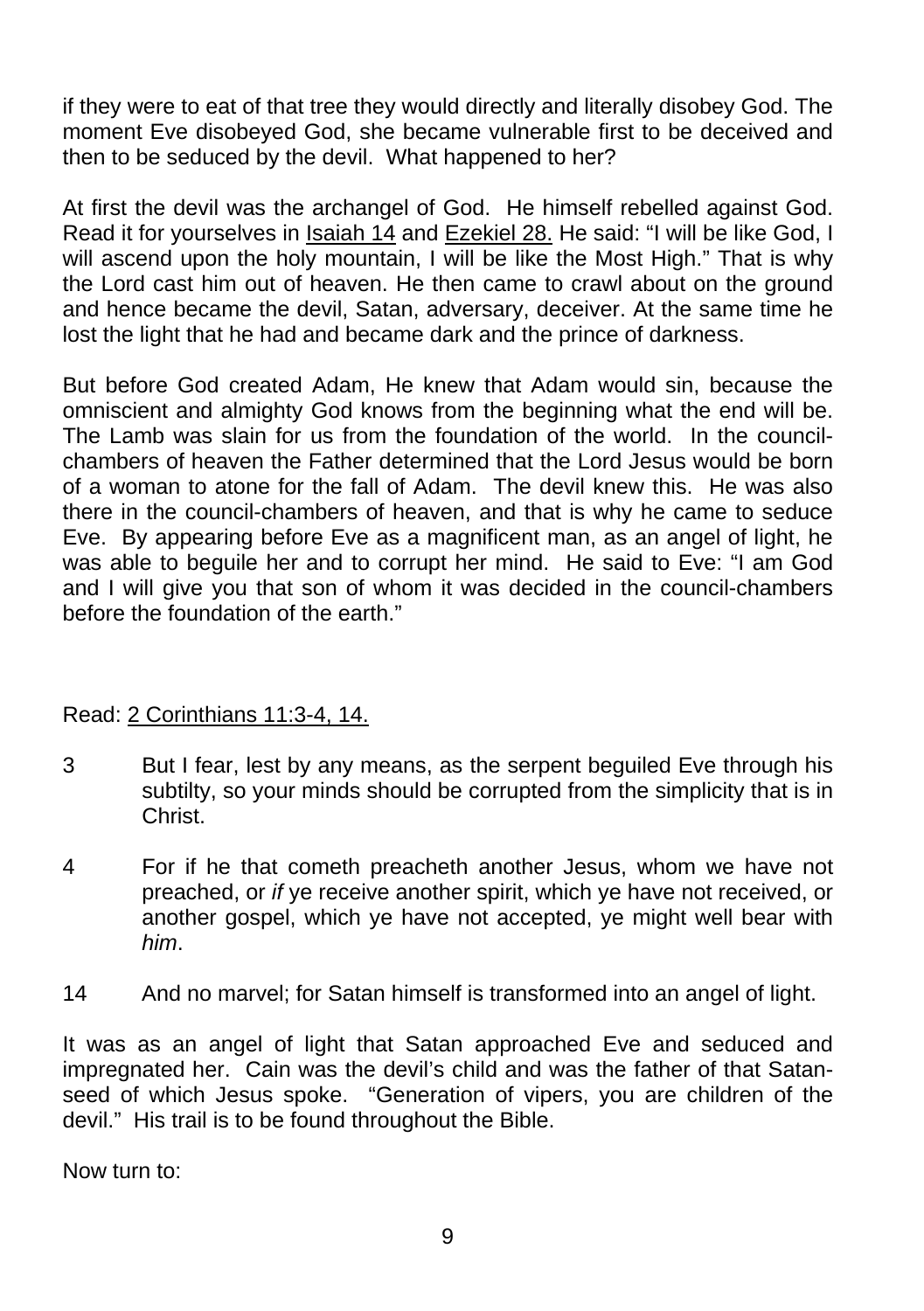if they were to eat of that tree they would directly and literally disobey God. The moment Eve disobeyed God, she became vulnerable first to be deceived and then to be seduced by the devil. What happened to her?

At first the devil was the archangel of God. He himself rebelled against God. Read it for yourselves in <u>Isaiah 14</u> and <u>Ezekiel 28.</u> He said: "I will be like God, I will ascend upon the holy mountain, I will be like the Most High." That is why the Lord cast him out of heaven. He then came to crawl about on the ground and hence became the devil, Satan, adversary, deceiver. At the same time he lost the light that he had and became dark and the prince of darkness.

But before God created Adam, He knew that Adam would sin, because the omniscient and almighty God knows from the beginning what the end will be. The Lamb was slain for us from the foundation of the world. In the council-chambers of heaven the Father determined that the Lord Jesus would be born of a woman to atone for the fall of Adam. The devil knew this. He was also there in the council-chambers of heaven, and that is why he came to seduce Eve. By appearing before Eve as a magnificent man, as an angel of light, he was able to beguile her and to corrupt her mind. He said to Eve: "I am God and I will give you that son of whom it was decided in the council-chambers before the foundation of the earth."

Read: <u>2 Corinthians 11:3-4, 14.</u>

3 But I fear, lest by any means, as the serpent beguiled Eve through his subtilty, so your minds should be corrupted from the simplicity that is in Christ.

4 For if he that cometh preacheth another Jesus, whom we have not preached, or *if* ye receive another spirit, which ye have not received, or another gospel, which ye have not accepted, ye might well bear with *him*.

14 And no marvel; for Satan himself is transformed into an angel of light.

It was as an angel of light that Satan approached Eve and seduced and impregnated her. Cain was the devil's child and was the father of that Satan-seed of which Jesus spoke. "Generation of vipers, you are children of the devil." His trail is to be found throughout the Bible.

Now turn to: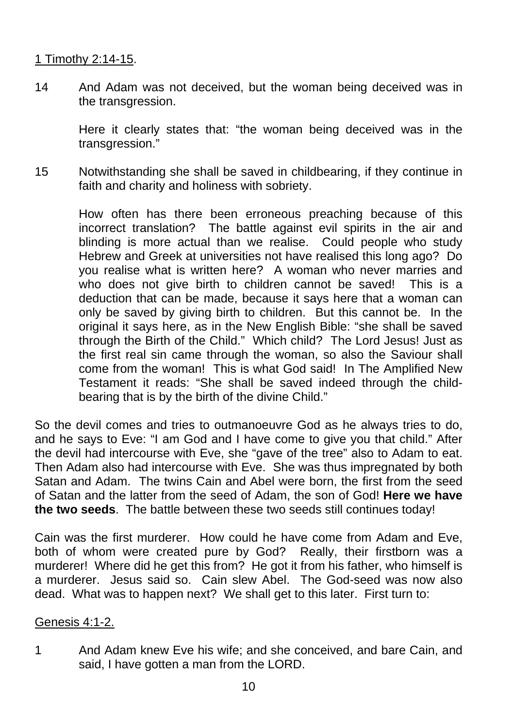1 Timothy 2:14-15.

14 And Adam was not deceived, but the woman being deceived was in the transgression.

Here it clearly states that: "the woman being deceived was in the transgression."

15 Notwithstanding she shall be saved in childbearing, if they continue in faith and charity and holiness with sobriety.

How often has there been erroneous preaching because of this incorrect translation? The battle against evil spirits in the air and blinding is more actual than we realise. Could people who study Hebrew and Greek at universities not have realised this long ago? Do you realise what is written here? A woman who never marries and who does not give birth to children cannot be saved! This is a deduction that can be made, because it says here that a woman can only be saved by giving birth to children. But this cannot be. In the original it says here, as in the New English Bible: "she shall be saved through the Birth of the Child." Which child? The Lord Jesus! Just as the first real sin came through the woman, so also the Saviour shall come from the woman! This is what God said! In The Amplified New Testament it reads: "She shall be saved indeed through the child-bearing that is by the birth of the divine Child."

So the devil comes and tries to outmanoeuvre God as he always tries to do, and he says to Eve: "I am God and I have come to give you that child." After the devil had intercourse with Eve, she "gave of the tree" also to Adam to eat. Then Adam also had intercourse with Eve. She was thus impregnated by both Satan and Adam. The twins Cain and Abel were born, the first from the seed of Satan and the latter from the seed of Adam, the son of God! **Here we have the two seeds**. The battle between these two seeds still continues today!

Cain was the first murderer. How could he have come from Adam and Eve, both of whom were created pure by God? Really, their firstborn was a murderer! Where did he get this from? He got it from his father, who himself is a murderer. Jesus said so. Cain slew Abel. The God-seed was now also dead. What was to happen next? We shall get to this later. First turn to:

Genesis 4:1-2.

1 And Adam knew Eve his wife; and she conceived, and bare Cain, and said, I have gotten a man from the LORD.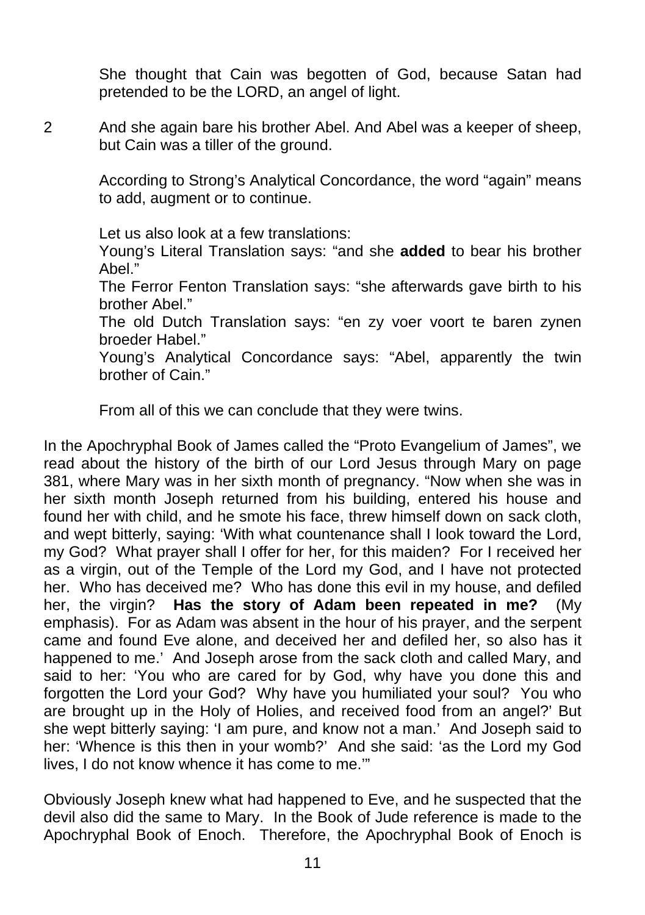She thought that Cain was begotten of God, because Satan had pretended to be the LORD, an angel of light.

2 And she again bare his brother Abel. And Abel was a keeper of sheep, but Cain was a tiller of the ground.

According to Strong's Analytical Concordance, the word "again" means to add, augment or to continue.

Let us also look at a few translations:
Young's Literal Translation says: "and she **added** to bear his brother Abel."
The Ferror Fenton Translation says: "she afterwards gave birth to his brother Abel."
The old Dutch Translation says: "en zy voer voort te baren zynen broeder Habel."
Young's Analytical Concordance says: "Abel, apparently the twin brother of Cain."

From all of this we can conclude that they were twins.

In the Apochryphal Book of James called the "Proto Evangelium of James", we read about the history of the birth of our Lord Jesus through Mary on page 381, where Mary was in her sixth month of pregnancy. "Now when she was in her sixth month Joseph returned from his building, entered his house and found her with child, and he smote his face, threw himself down on sack cloth, and wept bitterly, saying: 'With what countenance shall I look toward the Lord, my God? What prayer shall I offer for her, for this maiden? For I received her as a virgin, out of the Temple of the Lord my God, and I have not protected her. Who has deceived me? Who has done this evil in my house, and defiled her, the virgin? **Has the story of Adam been repeated in me?** (My emphasis). For as Adam was absent in the hour of his prayer, and the serpent came and found Eve alone, and deceived her and defiled her, so also has it happened to me.' And Joseph arose from the sack cloth and called Mary, and said to her: 'You who are cared for by God, why have you done this and forgotten the Lord your God? Why have you humiliated your soul? You who are brought up in the Holy of Holies, and received food from an angel?' But she wept bitterly saying: 'I am pure, and know not a man.' And Joseph said to her: 'Whence is this then in your womb?' And she said: 'as the Lord my God lives, I do not know whence it has come to me.'"

Obviously Joseph knew what had happened to Eve, and he suspected that the devil also did the same to Mary. In the Book of Jude reference is made to the Apochryphal Book of Enoch. Therefore, the Apochryphal Book of Enoch is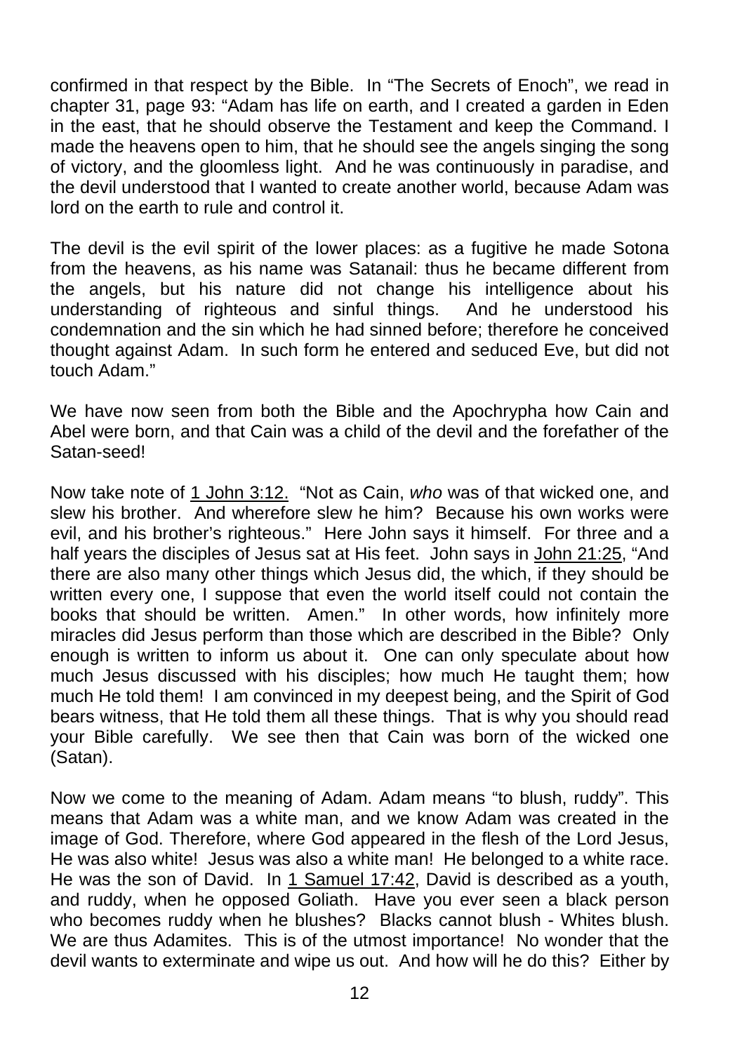confirmed in that respect by the Bible. In "The Secrets of Enoch", we read in chapter 31, page 93: "Adam has life on earth, and I created a garden in Eden in the east, that he should observe the Testament and keep the Command. I made the heavens open to him, that he should see the angels singing the song of victory, and the gloomless light. And he was continuously in paradise, and the devil understood that I wanted to create another world, because Adam was lord on the earth to rule and control it.

The devil is the evil spirit of the lower places: as a fugitive he made Sotona from the heavens, as his name was Satanail: thus he became different from the angels, but his nature did not change his intelligence about his understanding of righteous and sinful things. And he understood his condemnation and the sin which he had sinned before; therefore he conceived thought against Adam. In such form he entered and seduced Eve, but did not touch Adam."

We have now seen from both the Bible and the Apochrypha how Cain and Abel were born, and that Cain was a child of the devil and the forefather of the Satan-seed!

Now take note of <u>1 John 3:12.</u> "Not as Cain, *who* was of that wicked one, and slew his brother. And wherefore slew he him? Because his own works were evil, and his brother's righteous." Here John says it himself. For three and a half years the disciples of Jesus sat at His feet. John says in <u>John 21:25</u>, "And there are also many other things which Jesus did, the which, if they should be written every one, I suppose that even the world itself could not contain the books that should be written. Amen." In other words, how infinitely more miracles did Jesus perform than those which are described in the Bible? Only enough is written to inform us about it. One can only speculate about how much Jesus discussed with his disciples; how much He taught them; how much He told them! I am convinced in my deepest being, and the Spirit of God bears witness, that He told them all these things. That is why you should read your Bible carefully. We see then that Cain was born of the wicked one (Satan).

Now we come to the meaning of Adam. Adam means "to blush, ruddy". This means that Adam was a white man, and we know Adam was created in the image of God. Therefore, where God appeared in the flesh of the Lord Jesus, He was also white! Jesus was also a white man! He belonged to a white race. He was the son of David. In <u>1 Samuel 17:42</u>, David is described as a youth, and ruddy, when he opposed Goliath. Have you ever seen a black person who becomes ruddy when he blushes? Blacks cannot blush - Whites blush. We are thus Adamites. This is of the utmost importance! No wonder that the devil wants to exterminate and wipe us out. And how will he do this? Either by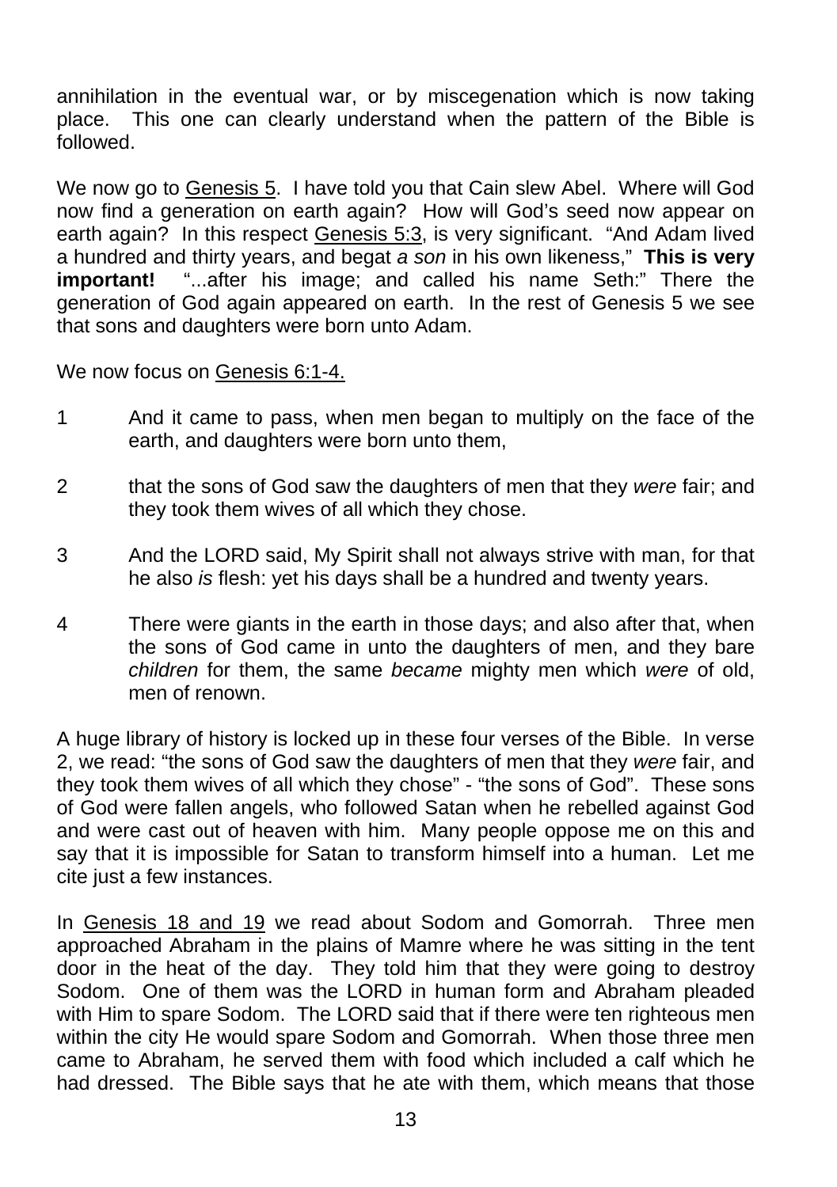annihilation in the eventual war, or by miscegenation which is now taking place. This one can clearly understand when the pattern of the Bible is followed.

We now go to Genesis 5. I have told you that Cain slew Abel. Where will God now find a generation on earth again? How will God's seed now appear on earth again? In this respect Genesis 5:3, is very significant. "And Adam lived a hundred and thirty years, and begat *a son* in his own likeness," **This is very important!** "...after his image; and called his name Seth:" There the generation of God again appeared on earth. In the rest of Genesis 5 we see that sons and daughters were born unto Adam.

We now focus on Genesis 6:1-4.

1 And it came to pass, when men began to multiply on the face of the earth, and daughters were born unto them,

2 that the sons of God saw the daughters of men that they *were* fair; and they took them wives of all which they chose.

3 And the LORD said, My Spirit shall not always strive with man, for that he also *is* flesh: yet his days shall be a hundred and twenty years.

4 There were giants in the earth in those days; and also after that, when the sons of God came in unto the daughters of men, and they bare *children* for them, the same *became* mighty men which *were* of old, men of renown.

A huge library of history is locked up in these four verses of the Bible. In verse 2, we read: "the sons of God saw the daughters of men that they *were* fair, and they took them wives of all which they chose" - "the sons of God". These sons of God were fallen angels, who followed Satan when he rebelled against God and were cast out of heaven with him. Many people oppose me on this and say that it is impossible for Satan to transform himself into a human. Let me cite just a few instances.

In Genesis 18 and 19 we read about Sodom and Gomorrah. Three men approached Abraham in the plains of Mamre where he was sitting in the tent door in the heat of the day. They told him that they were going to destroy Sodom. One of them was the LORD in human form and Abraham pleaded with Him to spare Sodom. The LORD said that if there were ten righteous men within the city He would spare Sodom and Gomorrah. When those three men came to Abraham, he served them with food which included a calf which he had dressed. The Bible says that he ate with them, which means that those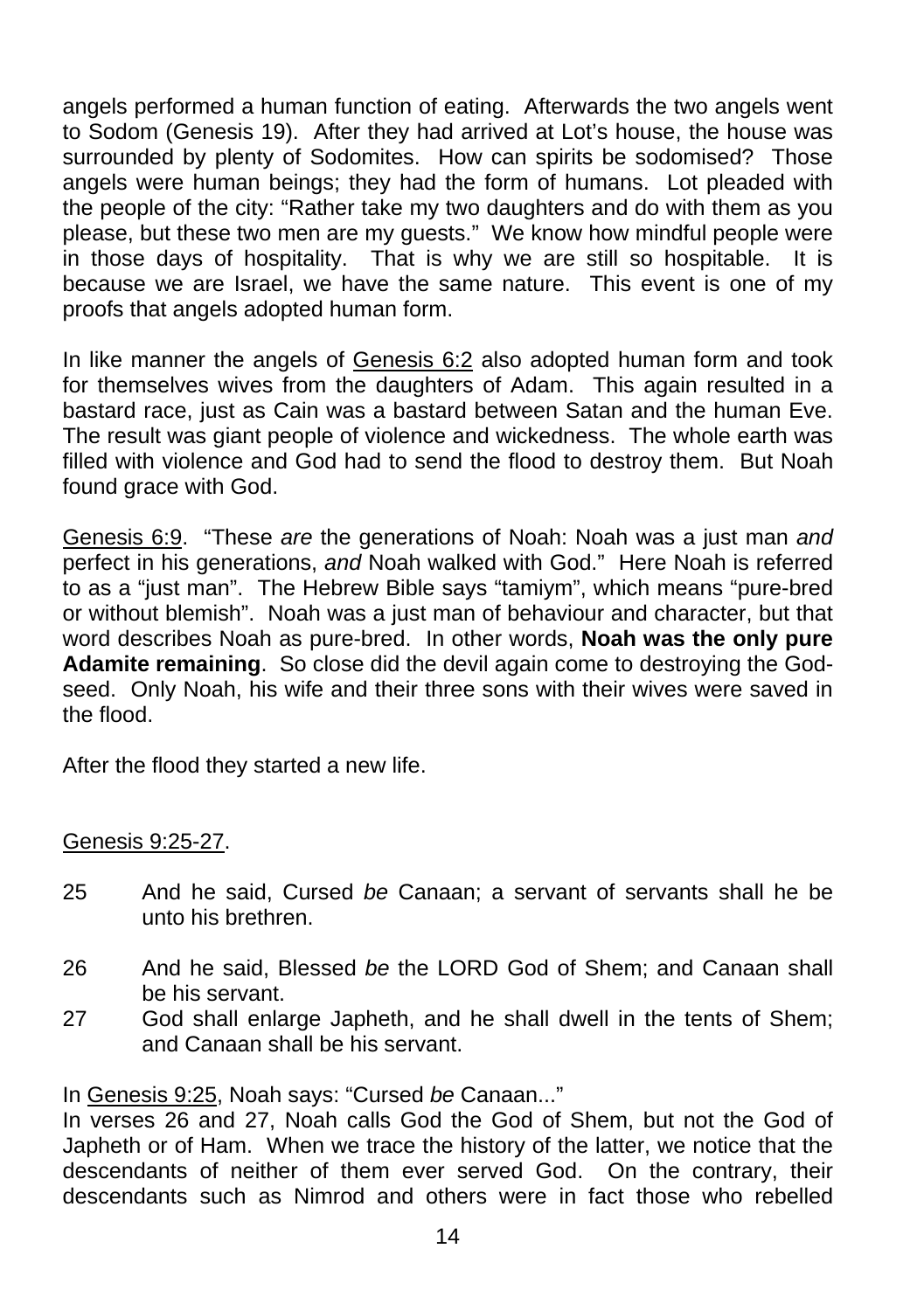angels performed a human function of eating. Afterwards the two angels went to Sodom (Genesis 19). After they had arrived at Lot's house, the house was surrounded by plenty of Sodomites. How can spirits be sodomised? Those angels were human beings; they had the form of humans. Lot pleaded with the people of the city: "Rather take my two daughters and do with them as you please, but these two men are my guests." We know how mindful people were in those days of hospitality. That is why we are still so hospitable. It is because we are Israel, we have the same nature. This event is one of my proofs that angels adopted human form.

In like manner the angels of Genesis 6:2 also adopted human form and took for themselves wives from the daughters of Adam. This again resulted in a bastard race, just as Cain was a bastard between Satan and the human Eve. The result was giant people of violence and wickedness. The whole earth was filled with violence and God had to send the flood to destroy them. But Noah found grace with God.

Genesis 6:9. "These *are* the generations of Noah: Noah was a just man *and* perfect in his generations, *and* Noah walked with God." Here Noah is referred to as a "just man". The Hebrew Bible says "tamiym", which means "pure-bred or without blemish". Noah was a just man of behaviour and character, but that word describes Noah as pure-bred. In other words, **Noah was the only pure Adamite remaining**. So close did the devil again come to destroying the God-seed. Only Noah, his wife and their three sons with their wives were saved in the flood.

After the flood they started a new life.

Genesis 9:25-27.

25 And he said, Cursed *be* Canaan; a servant of servants shall he be unto his brethren.

26 And he said, Blessed *be* the LORD God of Shem; and Canaan shall be his servant.

27 God shall enlarge Japheth, and he shall dwell in the tents of Shem; and Canaan shall be his servant.

In Genesis 9:25, Noah says: "Cursed *be* Canaan..."
In verses 26 and 27, Noah calls God the God of Shem, but not the God of Japheth or of Ham. When we trace the history of the latter, we notice that the descendants of neither of them ever served God. On the contrary, their descendants such as Nimrod and others were in fact those who rebelled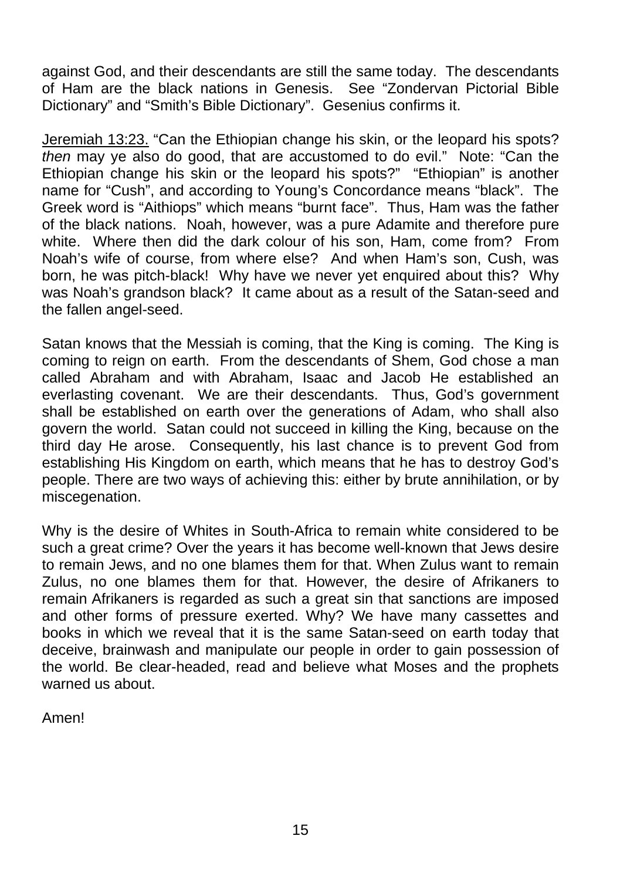against God, and their descendants are still the same today. The descendants of Ham are the black nations in Genesis. See "Zondervan Pictorial Bible Dictionary" and "Smith's Bible Dictionary". Gesenius confirms it.

Jeremiah 13:23. "Can the Ethiopian change his skin, or the leopard his spots? *then* may ye also do good, that are accustomed to do evil." Note: "Can the Ethiopian change his skin or the leopard his spots?" "Ethiopian" is another name for "Cush", and according to Young's Concordance means "black". The Greek word is "Aithiops" which means "burnt face". Thus, Ham was the father of the black nations. Noah, however, was a pure Adamite and therefore pure white. Where then did the dark colour of his son, Ham, come from? From Noah's wife of course, from where else? And when Ham's son, Cush, was born, he was pitch-black! Why have we never yet enquired about this? Why was Noah's grandson black? It came about as a result of the Satan-seed and the fallen angel-seed.

Satan knows that the Messiah is coming, that the King is coming. The King is coming to reign on earth. From the descendants of Shem, God chose a man called Abraham and with Abraham, Isaac and Jacob He established an everlasting covenant. We are their descendants. Thus, God's government shall be established on earth over the generations of Adam, who shall also govern the world. Satan could not succeed in killing the King, because on the third day He arose. Consequently, his last chance is to prevent God from establishing His Kingdom on earth, which means that he has to destroy God's people. There are two ways of achieving this: either by brute annihilation, or by miscegenation.

Why is the desire of Whites in South-Africa to remain white considered to be such a great crime? Over the years it has become well-known that Jews desire to remain Jews, and no one blames them for that. When Zulus want to remain Zulus, no one blames them for that. However, the desire of Afrikaners to remain Afrikaners is regarded as such a great sin that sanctions are imposed and other forms of pressure exerted. Why? We have many cassettes and books in which we reveal that it is the same Satan-seed on earth today that deceive, brainwash and manipulate our people in order to gain possession of the world. Be clear-headed, read and believe what Moses and the prophets warned us about.

Amen!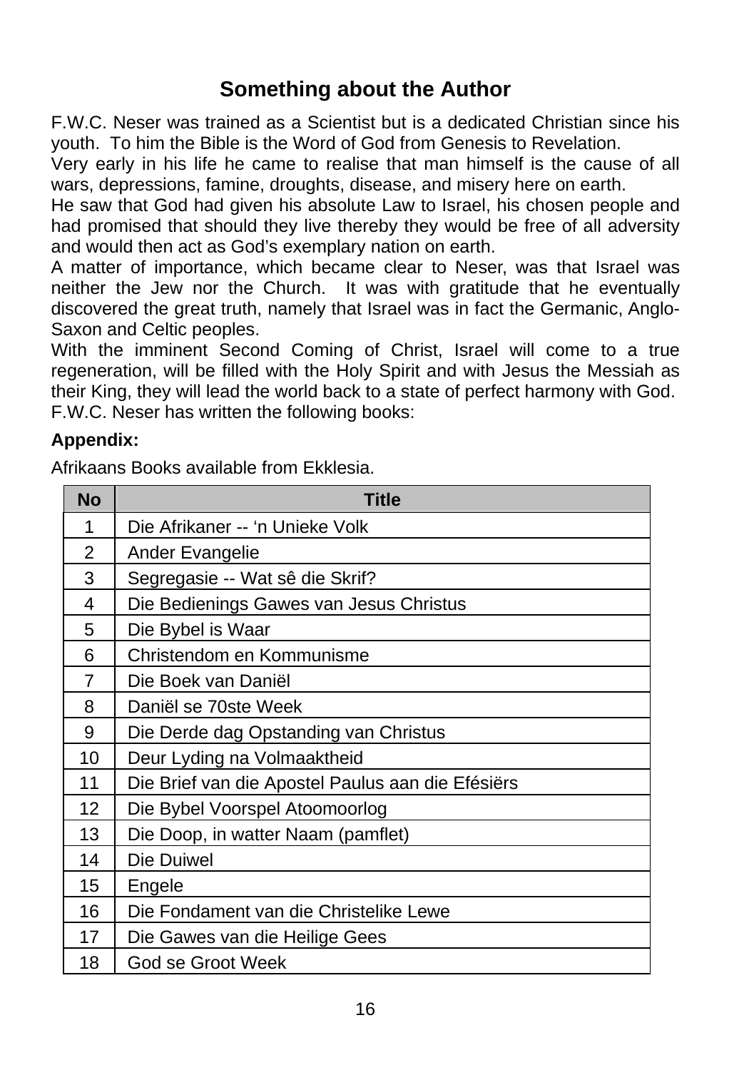## Something about the Author

F.W.C. Neser was trained as a Scientist but is a dedicated Christian since his youth. To him the Bible is the Word of God from Genesis to Revelation.
Very early in his life he came to realise that man himself is the cause of all wars, depressions, famine, droughts, disease, and misery here on earth.
He saw that God had given his absolute Law to Israel, his chosen people and had promised that should they live thereby they would be free of all adversity and would then act as God's exemplary nation on earth.
A matter of importance, which became clear to Neser, was that Israel was neither the Jew nor the Church. It was with gratitude that he eventually discovered the great truth, namely that Israel was in fact the Germanic, Anglo-Saxon and Celtic peoples.
With the imminent Second Coming of Christ, Israel will come to a true regeneration, will be filled with the Holy Spirit and with Jesus the Messiah as their King, they will lead the world back to a state of perfect harmony with God.
F.W.C. Neser has written the following books:

**Appendix:**

Afrikaans Books available from Ekklesia.

| No | Title |
|---|---|
| 1 | Die Afrikaner -- 'n Unieke Volk |
| 2 | Ander Evangelie |
| 3 | Segregasie -- Wat sê die Skrif? |
| 4 | Die Bedienings Gawes van Jesus Christus |
| 5 | Die Bybel is Waar |
| 6 | Christendom en Kommunisme |
| 7 | Die Boek van Daniël |
| 8 | Daniël se 70ste Week |
| 9 | Die Derde dag Opstanding van Christus |
| 10 | Deur Lyding na Volmaaktheid |
| 11 | Die Brief van die Apostel Paulus aan die Efésiërs |
| 12 | Die Bybel Voorspel Atoomoorlog |
| 13 | Die Doop, in watter Naam (pamflet) |
| 14 | Die Duiwel |
| 15 | Engele |
| 16 | Die Fondament van die Christelike Lewe |
| 17 | Die Gawes van die Heilige Gees |
| 18 | God se Groot Week |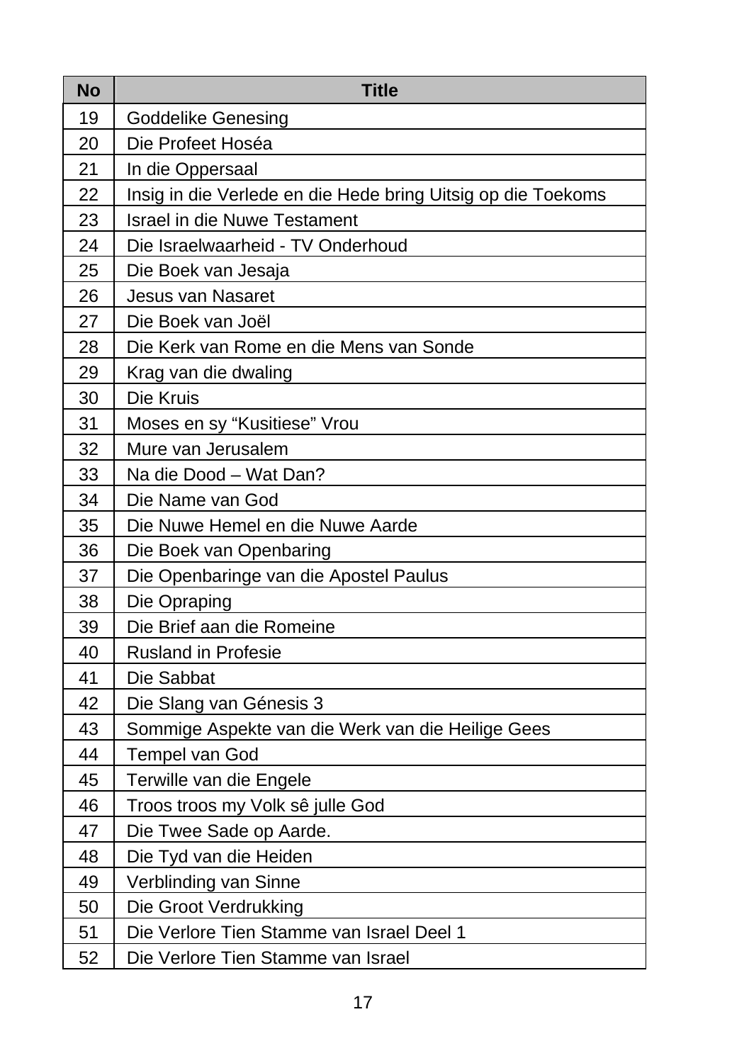| No | Title |
|---|---|
| 19 | Goddelike Genesing |
| 20 | Die Profeet Hoséa |
| 21 | In die Oppersaal |
| 22 | Insig in die Verlede en die Hede bring Uitsig op die Toekoms |
| 23 | Israel in die Nuwe Testament |
| 24 | Die Israelwaarheid - TV Onderhoud |
| 25 | Die Boek van Jesaja |
| 26 | Jesus van Nasaret |
| 27 | Die Boek van Joël |
| 28 | Die Kerk van Rome en die Mens van Sonde |
| 29 | Krag van die dwaling |
| 30 | Die Kruis |
| 31 | Moses en sy “Kusitiese” Vrou |
| 32 | Mure van Jerusalem |
| 33 | Na die Dood – Wat Dan? |
| 34 | Die Name van God |
| 35 | Die Nuwe Hemel en die Nuwe Aarde |
| 36 | Die Boek van Openbaring |
| 37 | Die Openbaringe van die Apostel Paulus |
| 38 | Die Opraping |
| 39 | Die Brief aan die Romeine |
| 40 | Rusland in Profesie |
| 41 | Die Sabbat |
| 42 | Die Slang van Génesis 3 |
| 43 | Sommige Aspekte van die Werk van die Heilige Gees |
| 44 | Tempel van God |
| 45 | Terwille van die Engele |
| 46 | Troos troos my Volk sê julle God |
| 47 | Die Twee Sade op Aarde. |
| 48 | Die Tyd van die Heiden |
| 49 | Verblinding van Sinne |
| 50 | Die Groot Verdrukking |
| 51 | Die Verlore Tien Stamme van Israel Deel 1 |
| 52 | Die Verlore Tien Stamme van Israel |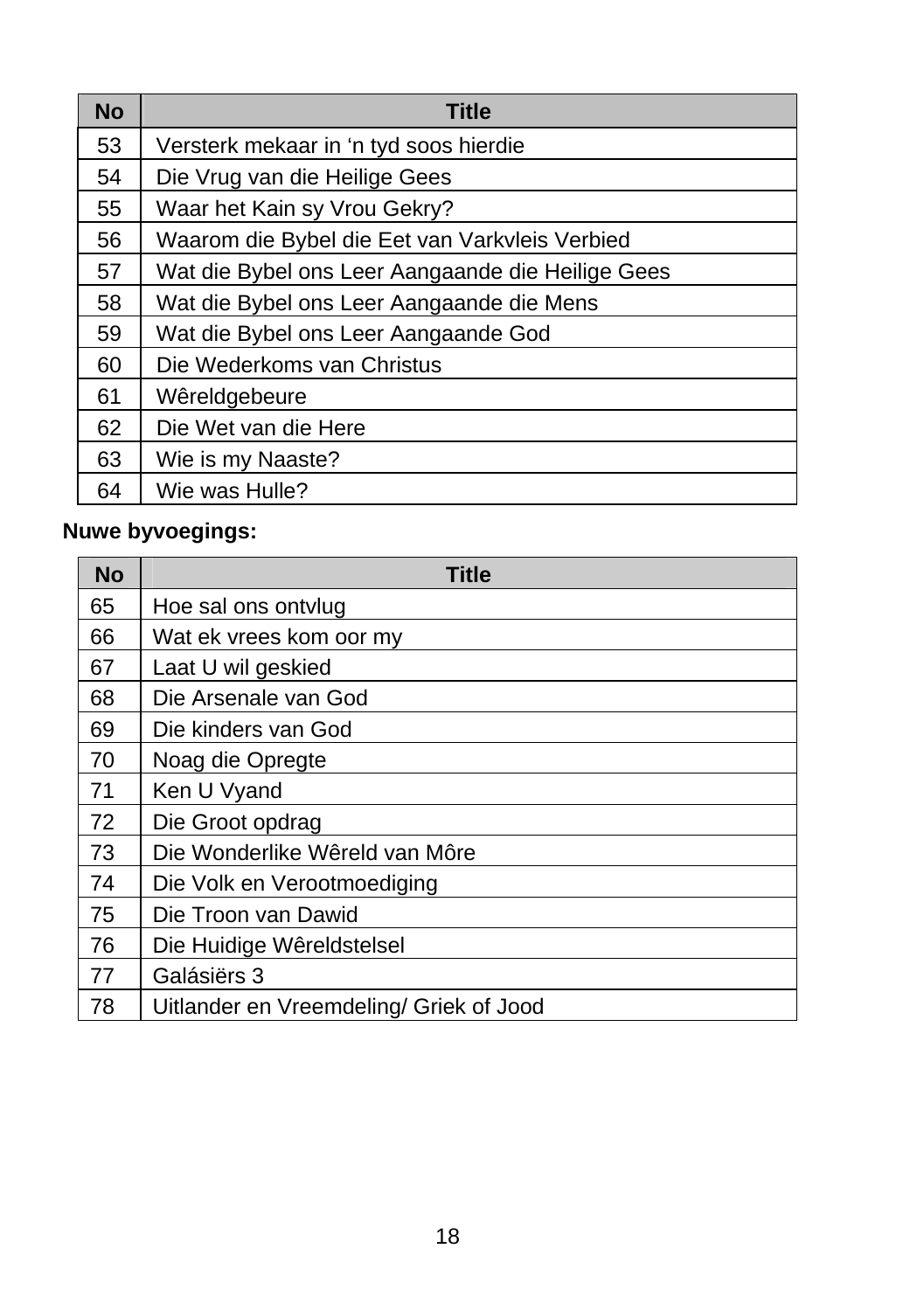| No | Title |
|---|---|
| 53 | Versterk mekaar in ‘n tyd soos hierdie |
| 54 | Die Vrug van die Heilige Gees |
| 55 | Waar het Kain sy Vrou Gekry? |
| 56 | Waarom die Bybel die Eet van Varkvleis Verbied |
| 57 | Wat die Bybel ons Leer Aangaande die Heilige Gees |
| 58 | Wat die Bybel ons Leer Aangaande die Mens |
| 59 | Wat die Bybel ons Leer Aangaande God |
| 60 | Die Wederkoms van Christus |
| 61 | Wêreldgebeure |
| 62 | Die Wet van die Here |
| 63 | Wie is my Naaste? |
| 64 | Wie was Hulle? |

**Nuwe byvoegings:**

| No | Title |
|---|---|
| 65 | Hoe sal ons ontvlug |
| 66 | Wat ek vrees kom oor my |
| 67 | Laat U wil geskied |
| 68 | Die Arsenale van God |
| 69 | Die kinders van God |
| 70 | Noag die Opregte |
| 71 | Ken U Vyand |
| 72 | Die Groot opdrag |
| 73 | Die Wonderlike Wêreld van Môre |
| 74 | Die Volk en Verootmoediging |
| 75 | Die Troon van Dawid |
| 76 | Die Huidige Wêreldstelsel |
| 77 | Galásiërs 3 |
| 78 | Uitlander en Vreemdeling/ Griek of Jood |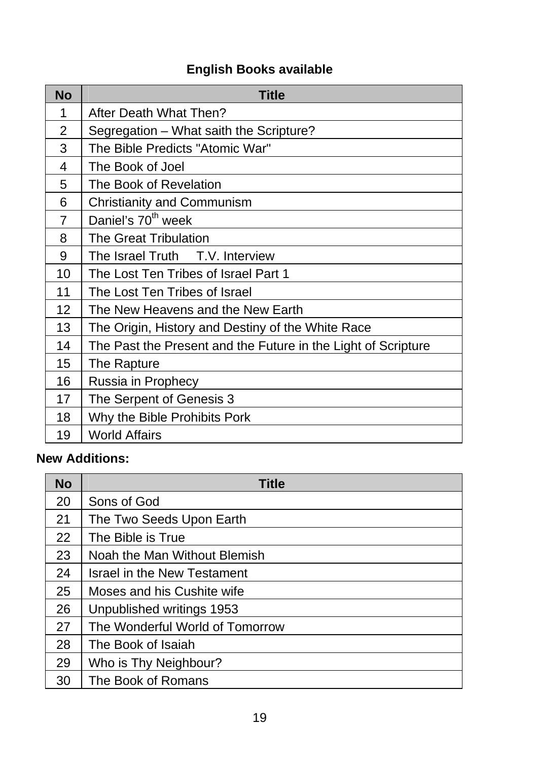## English Books available

| No | Title |
|---|---|
| 1 | After Death What Then? |
| 2 | Segregation – What saith the Scripture? |
| 3 | The Bible Predicts "Atomic War" |
| 4 | The Book of Joel |
| 5 | The Book of Revelation |
| 6 | Christianity and Communism |
| 7 | Daniel's 70th week |
| 8 | The Great Tribulation |
| 9 | The Israel Truth T.V. Interview |
| 10 | The Lost Ten Tribes of Israel Part 1 |
| 11 | The Lost Ten Tribes of Israel |
| 12 | The New Heavens and the New Earth |
| 13 | The Origin, History and Destiny of the White Race |
| 14 | The Past the Present and the Future in the Light of Scripture |
| 15 | The Rapture |
| 16 | Russia in Prophecy |
| 17 | The Serpent of Genesis 3 |
| 18 | Why the Bible Prohibits Pork |
| 19 | World Affairs |

**New Additions:**

| No | Title |
|---|---|
| 20 | Sons of God |
| 21 | The Two Seeds Upon Earth |
| 22 | The Bible is True |
| 23 | Noah the Man Without Blemish |
| 24 | Israel in the New Testament |
| 25 | Moses and his Cushite wife |
| 26 | Unpublished writings 1953 |
| 27 | The Wonderful World of Tomorrow |
| 28 | The Book of Isaiah |
| 29 | Who is Thy Neighbour? |
| 30 | The Book of Romans |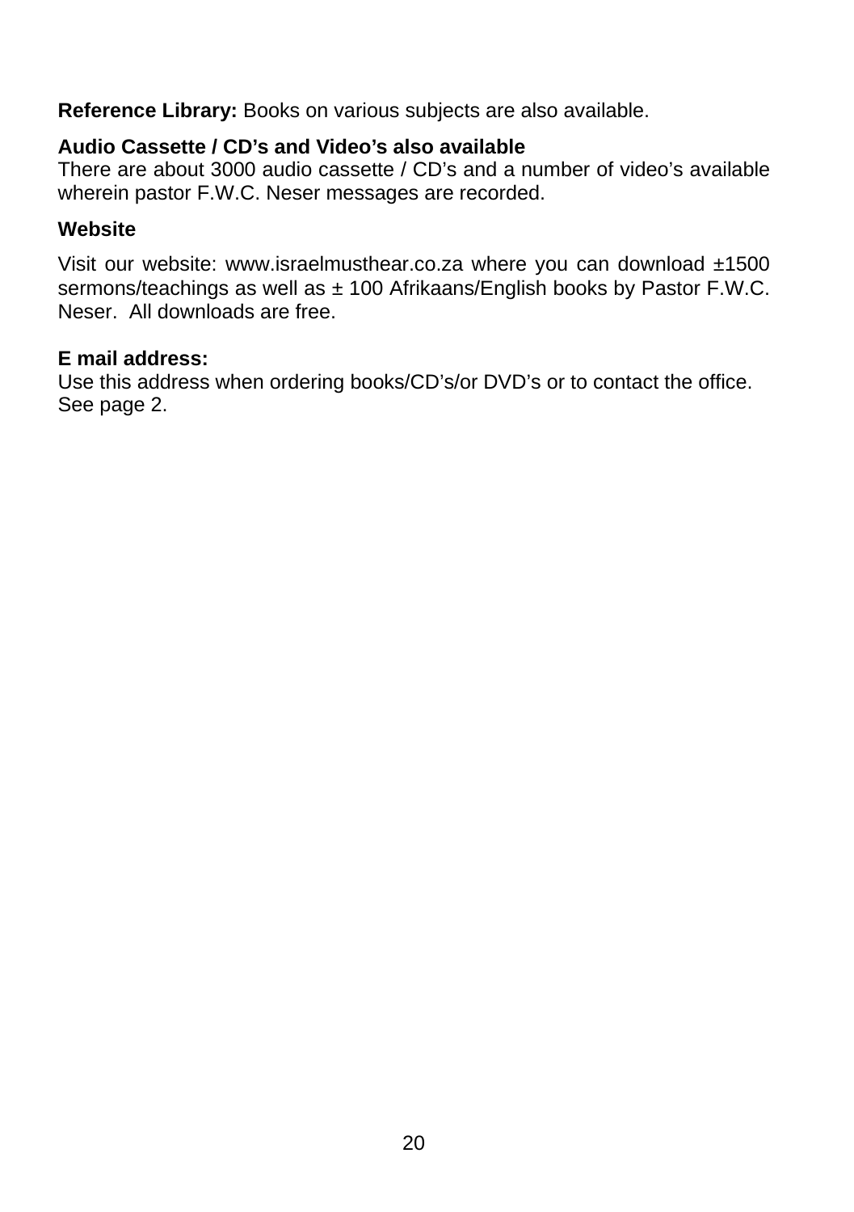**Reference Library:** Books on various subjects are also available.

**Audio Cassette / CD's and Video's also available**
There are about 3000 audio cassette / CD's and a number of video's available wherein pastor F.W.C. Neser messages are recorded.

**Website**

Visit our website: www.israelmusthear.co.za where you can download ±1500 sermons/teachings as well as ± 100 Afrikaans/English books by Pastor F.W.C. Neser. All downloads are free.

**E mail address:**
Use this address when ordering books/CD's/or DVD's or to contact the office. See page 2.